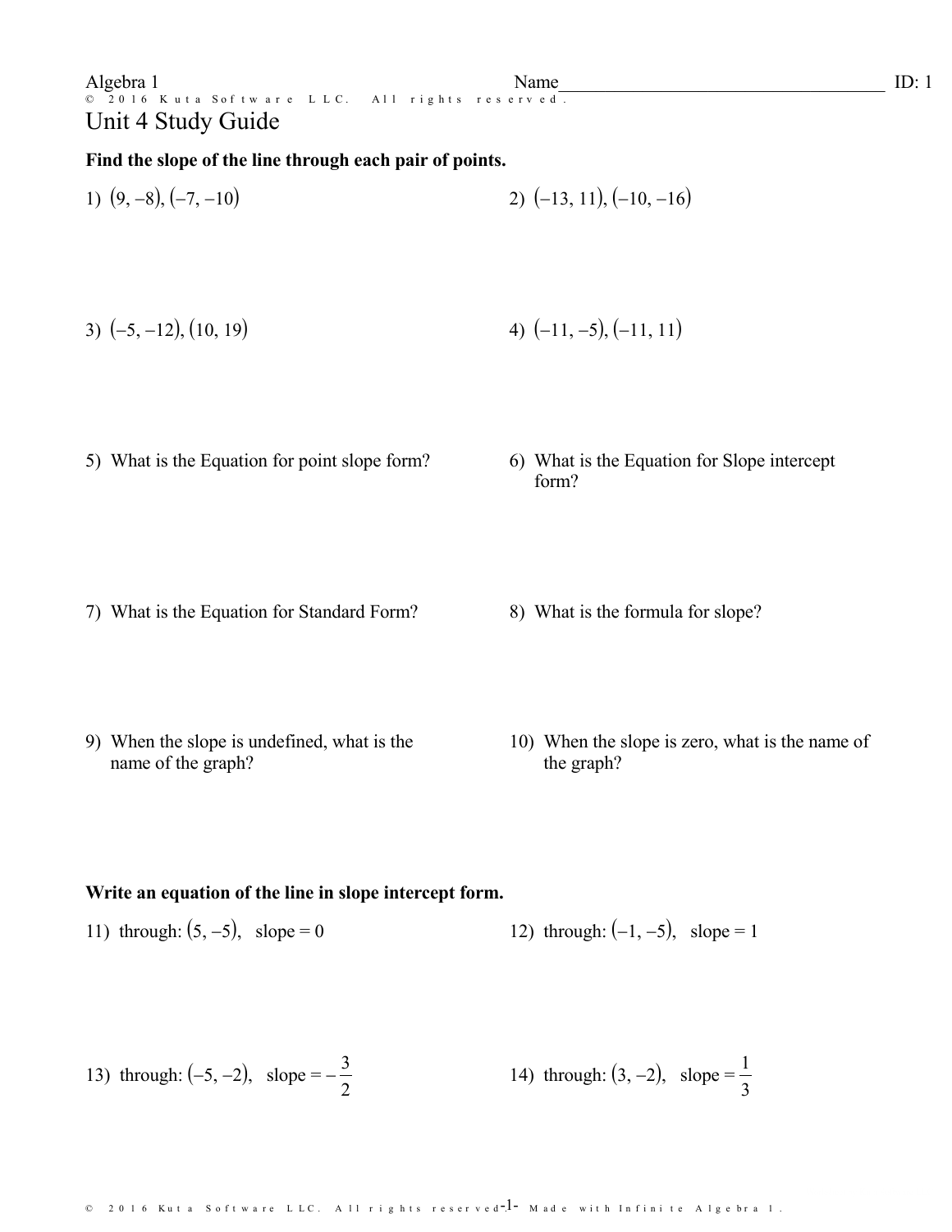Algebra 1 Name____________________ ID: 1

# Unit 4 Study Guide

**Find the slope of the line through each pair of points.**

1) $(9, -8), (-7, -10)$

2) $(-13, 11), (-10, -16)$

3) $(-5, -12), (10, 19)$

4) $(-11, -5), (-11, 11)$

5) What is the Equation for point slope form?

6) What is the Equation for Slope intercept form?

7) What is the Equation for Standard Form?

8) What is the formula for slope?

9) When the slope is undefined, what is the name of the graph?

10) When the slope is zero, what is the name of the graph?

**Write an equation of the line in slope intercept form.**

11) through: $(5, -5)$, slope = 0

12) through: $(-1, -5)$, slope = 1

13) through: $(-5, -2)$, slope $= -\frac{3}{2}$

14) through: $(3, -2)$, slope $= \frac{1}{3}$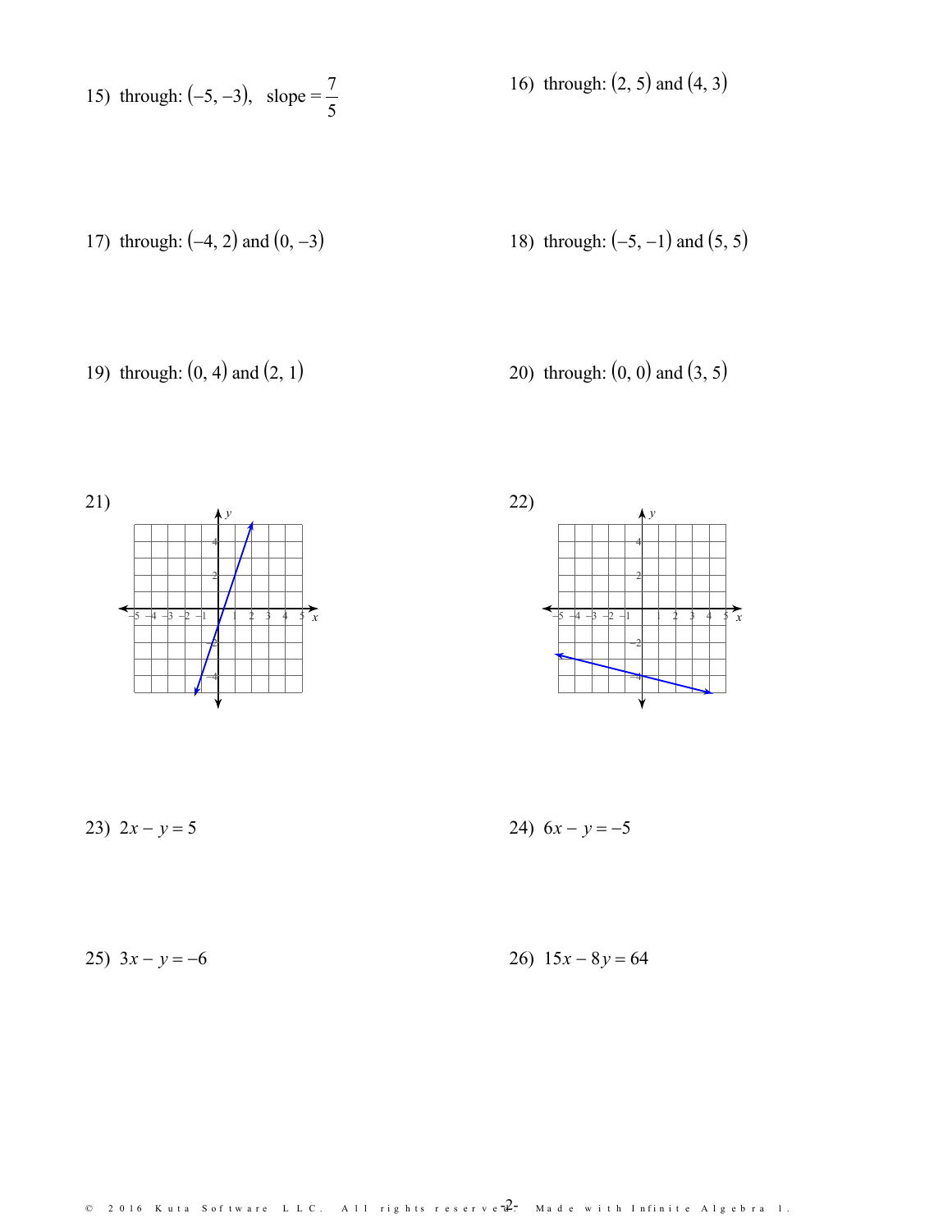15) through: $(-5, -3)$, slope $= \frac{7}{5}$

16) through: $(2, 5)$ and $(4, 3)$

17) through: $(-4, 2)$ and $(0, -3)$

18) through: $(-5, -1)$ and $(5, 5)$

19) through: $(0, 4)$ and $(2, 1)$

20) through: $(0, 0)$ and $(3, 5)$

21)

y

4

2

−5 −4 −3 −2 −1 1 2 3 4 5 x

−2

−4

22)

y

4

2

−5 −4 −3 −2 −1 1 2 3 4 5 x

−2

−4

23) $2x - y = 5$

24) $6x - y = -5$

25) $3x - y = -6$

26) $15x - 8y = 64$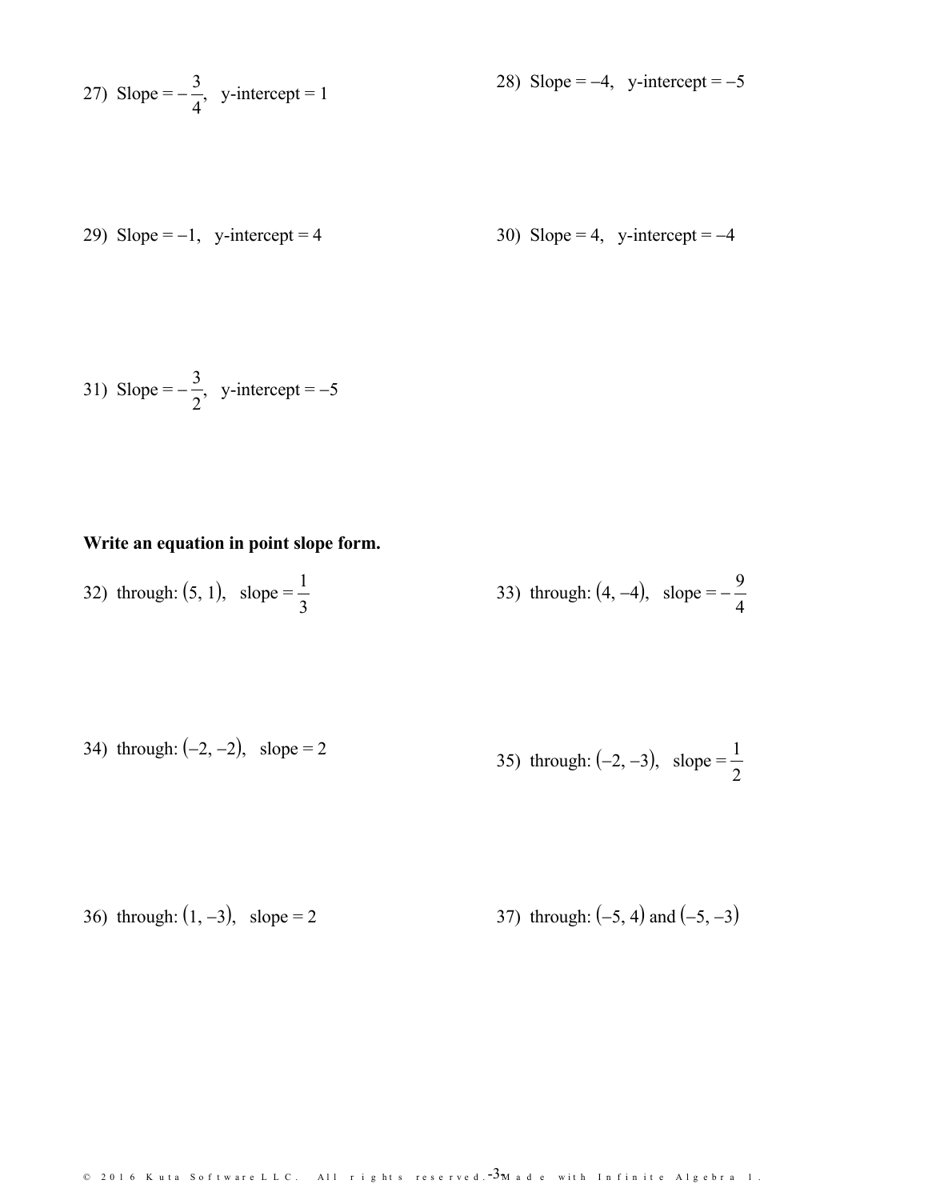27) Slope = $-\frac{3}{4}$, y-intercept = 1

28) Slope = $-4$, y-intercept = $-5$

29) Slope = $-1$, y-intercept = 4

30) Slope = 4, y-intercept = $-4$

31) Slope = $-\frac{3}{2}$, y-intercept = $-5$

**Write an equation in point slope form.**

32) through: $(5, 1)$, slope = $\frac{1}{3}$

33) through: $(4, -4)$, slope = $-\frac{9}{4}$

34) through: $(-2, -2)$, slope = 2

35) through: $(-2, -3)$, slope = $\frac{1}{2}$

36) through: $(1, -3)$, slope = 2

37) through: $(-5, 4)$ and $(-5, -3)$

© 2016 Kuta Software LLC. All rights reserved. Made with Infinite Algebra 1.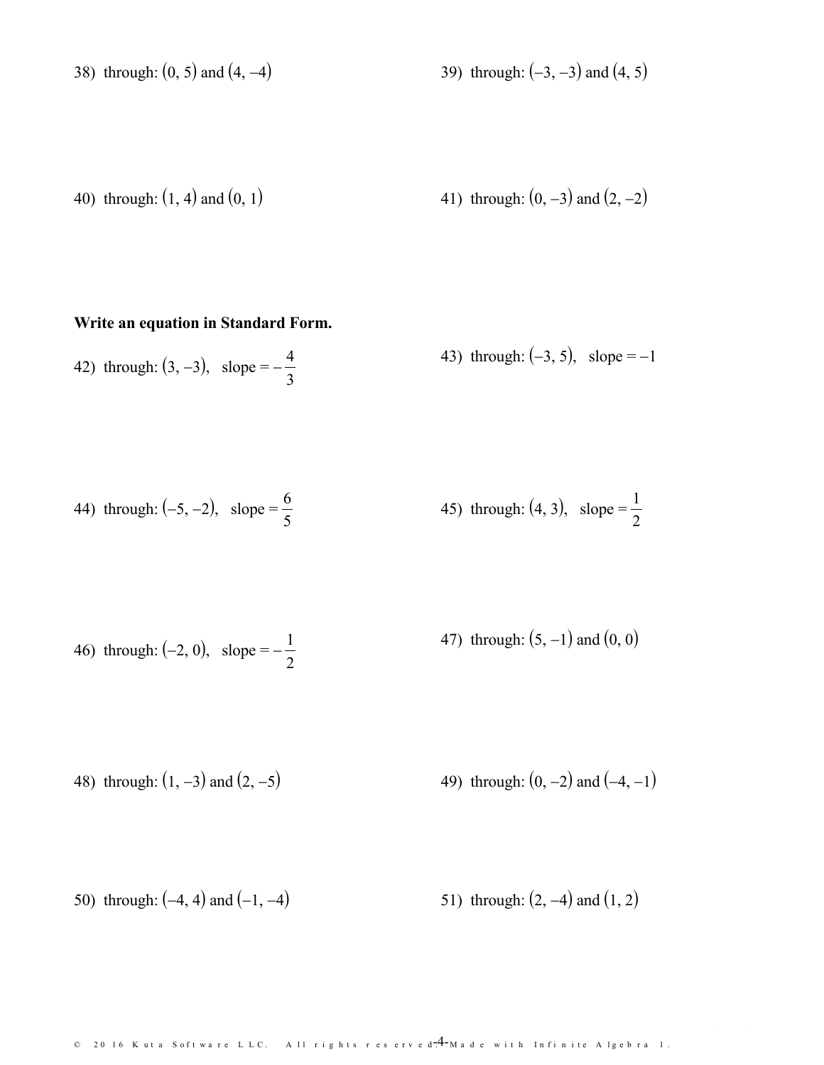38) through: $(0, 5)$ and $(4, -4)$

39) through: $(-3, -3)$ and $(4, 5)$

40) through: $(1, 4)$ and $(0, 1)$

41) through: $(0, -3)$ and $(2, -2)$

**Write an equation in Standard Form.**

42) through: $(3, -3)$, slope $= -\frac{4}{3}$

43) through: $(-3, 5)$, slope $= -1$

44) through: $(-5, -2)$, slope $= \frac{6}{5}$

45) through: $(4, 3)$, slope $= \frac{1}{2}$

46) through: $(-2, 0)$, slope $= -\frac{1}{2}$

47) through: $(5, -1)$ and $(0, 0)$

48) through: $(1, -3)$ and $(2, -5)$

49) through: $(0, -2)$ and $(-4, -1)$

50) through: $(-4, 4)$ and $(-1, -4)$

51) through: $(2, -4)$ and $(1, 2)$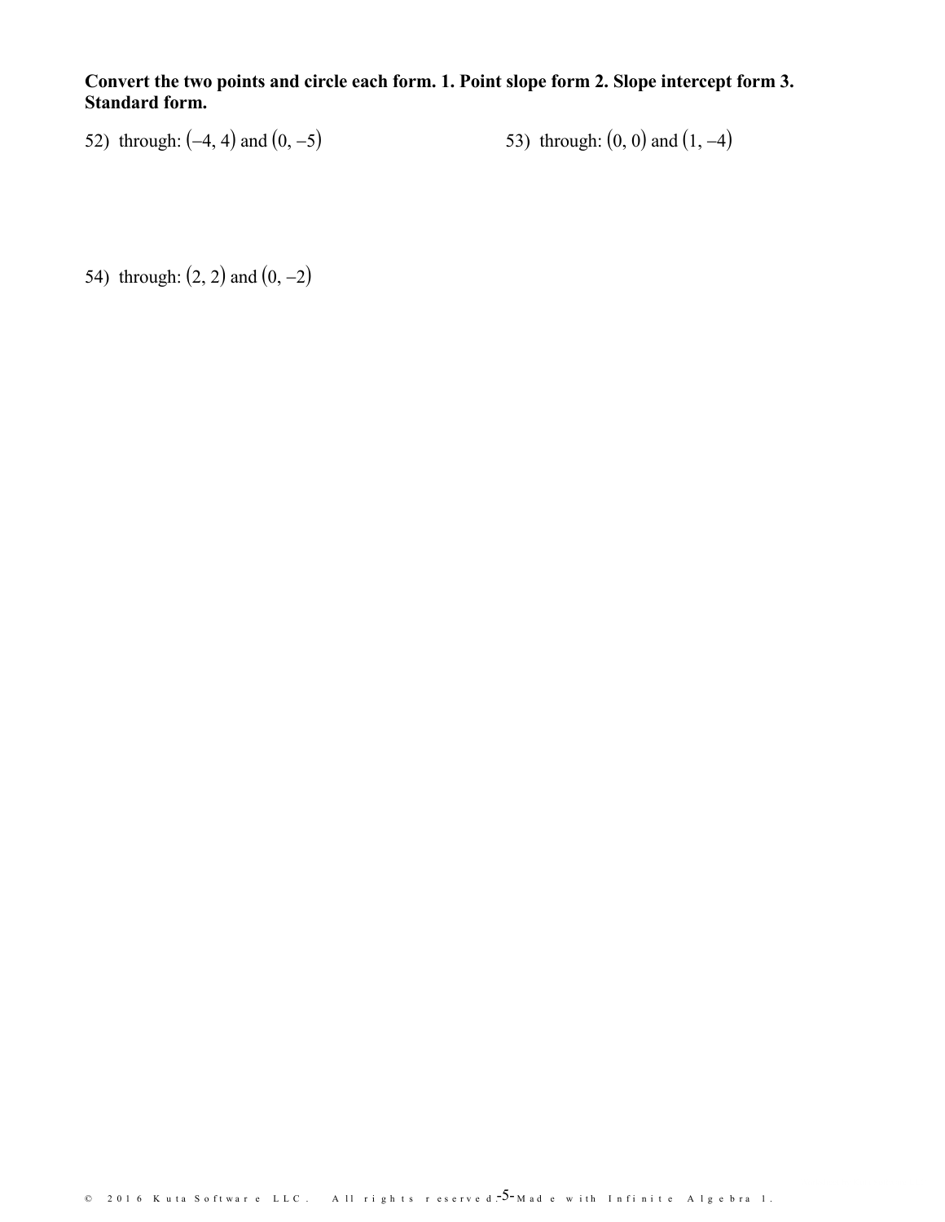**Convert the two points and circle each form. 1. Point slope form 2. Slope intercept form 3. Standard form.**

52) through: $(-4, 4)$ and $(0, -5)$

53) through: $(0, 0)$ and $(1, -4)$

54) through: $(2, 2)$ and $(0, -2)$